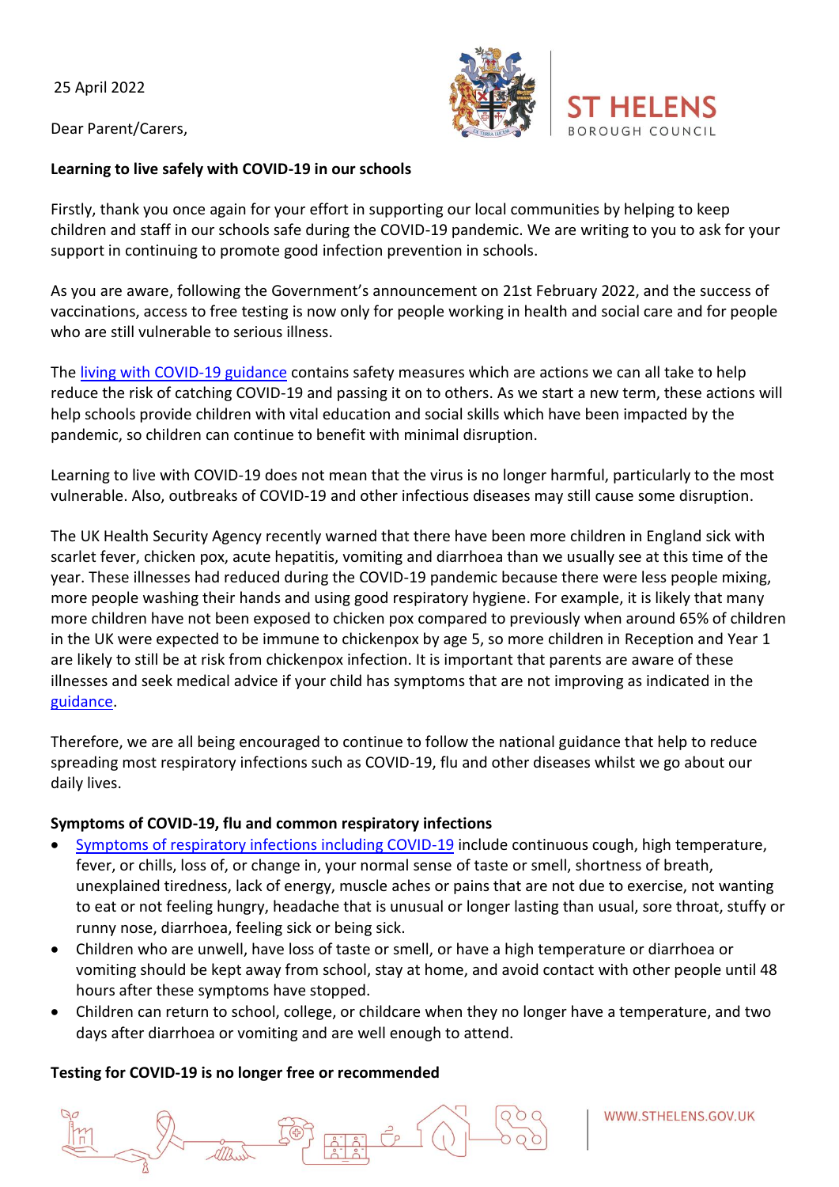25 April 2022

Dear Parent/Carers,

**Learning to live safely with COVID-19 in our schools**

Firstly, thank you once again for your effort in supporting our local communities by helping to keep children and staff in our schools safe during the COVID-19 pandemic. We are writing to you to ask for your support in continuing to promote good infection prevention in schools.

As you are aware, following the Government's announcement on 21st February 2022, and the success of vaccinations, access to free testing is now only for people working in health and social care and for people who are still vulnerable to serious illness.

The living with COVID-19 guidance contains safety measures which are actions we can all take to help reduce the risk of catching COVID-19 and passing it on to others. As we start a new term, these actions will help schools provide children with vital education and social skills which have been impacted by the pandemic, so children can continue to benefit with minimal disruption.

Learning to live with COVID-19 does not mean that the virus is no longer harmful, particularly to the most vulnerable. Also, outbreaks of COVID-19 and other infectious diseases may still cause some disruption.

The UK Health Security Agency recently warned that there have been more children in England sick with scarlet fever, chicken pox, acute hepatitis, vomiting and diarrhoea than we usually see at this time of the year. These illnesses had reduced during the COVID-19 pandemic because there were less people mixing, more people washing their hands and using good respiratory hygiene. For example, it is likely that many more children have not been exposed to chicken pox compared to previously when around 65% of children in the UK were expected to be immune to chickenpox by age 5, so more children in Reception and Year 1 are likely to still be at risk from chickenpox infection. It is important that parents are aware of these illnesses and seek medical advice if your child has symptoms that are not improving as indicated in the guidance.

Therefore, we are all being encouraged to continue to follow the national guidance that help to reduce spreading most respiratory infections such as COVID-19, flu and other diseases whilst we go about our daily lives.

**Symptoms of COVID-19, flu and common respiratory infections**

- Symptoms of respiratory infections including COVID-19 include continuous cough, high temperature, fever, or chills, loss of, or change in, your normal sense of taste or smell, shortness of breath, unexplained tiredness, lack of energy, muscle aches or pains that are not due to exercise, not wanting to eat or not feeling hungry, headache that is unusual or longer lasting than usual, sore throat, stuffy or runny nose, diarrhoea, feeling sick or being sick.
- Children who are unwell, have loss of taste or smell, or have a high temperature or diarrhoea or vomiting should be kept away from school, stay at home, and avoid contact with other people until 48 hours after these symptoms have stopped.
- Children can return to school, college, or childcare when they no longer have a temperature, and two days after diarrhoea or vomiting and are well enough to attend.

**Testing for COVID-19 is no longer free or recommended**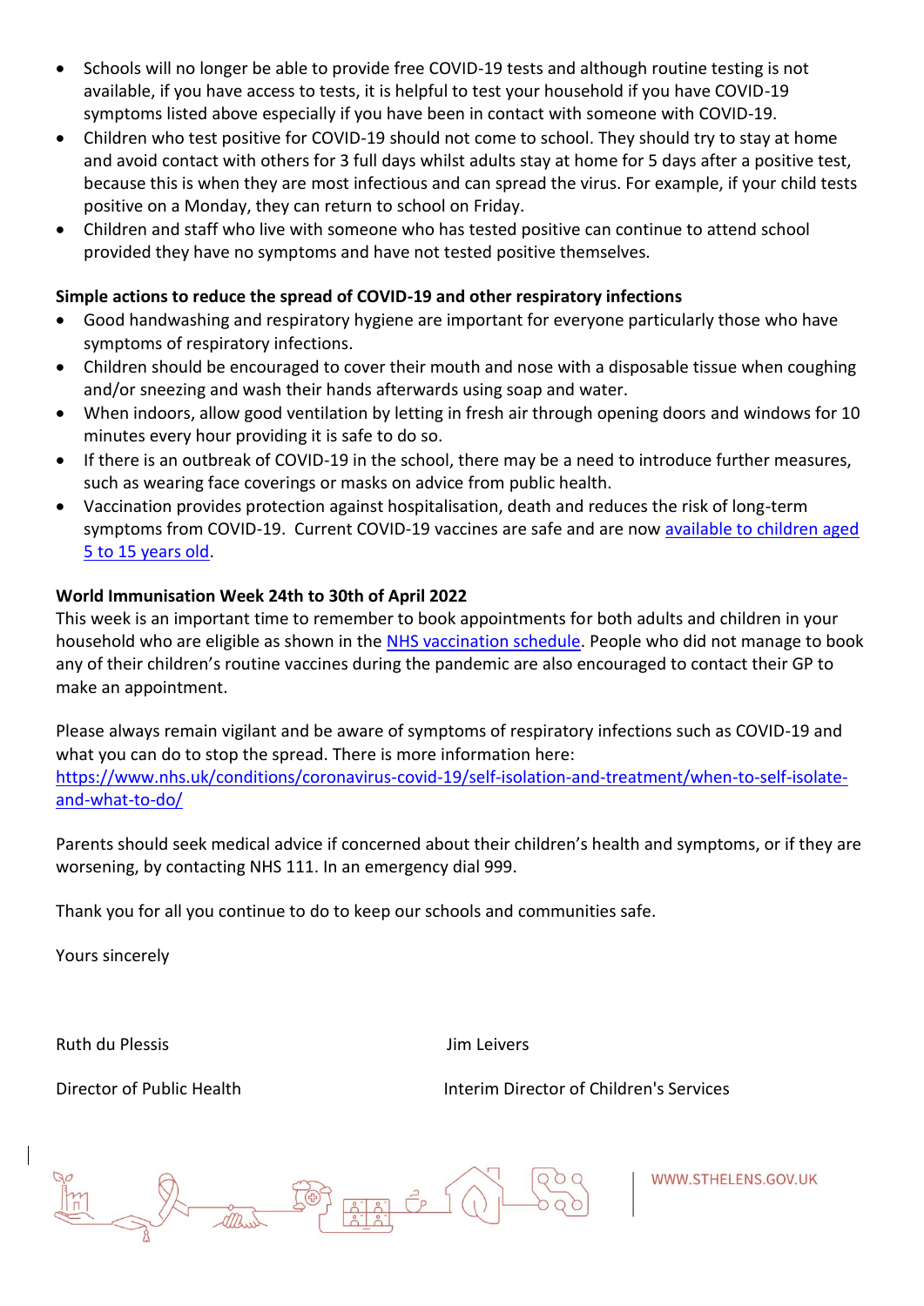- Schools will no longer be able to provide free COVID-19 tests and although routine testing is not available, if you have access to tests, it is helpful to test your household if you have COVID-19 symptoms listed above especially if you have been in contact with someone with COVID-19.
- Children who test positive for COVID-19 should not come to school. They should try to stay at home and avoid contact with others for 3 full days whilst adults stay at home for 5 days after a positive test, because this is when they are most infectious and can spread the virus. For example, if your child tests positive on a Monday, they can return to school on Friday.
- Children and staff who live with someone who has tested positive can continue to attend school provided they have no symptoms and have not tested positive themselves.

**Simple actions to reduce the spread of COVID-19 and other respiratory infections**

- Good handwashing and respiratory hygiene are important for everyone particularly those who have symptoms of respiratory infections.
- Children should be encouraged to cover their mouth and nose with a disposable tissue when coughing and/or sneezing and wash their hands afterwards using soap and water.
- When indoors, allow good ventilation by letting in fresh air through opening doors and windows for 10 minutes every hour providing it is safe to do so.
- If there is an outbreak of COVID-19 in the school, there may be a need to introduce further measures, such as wearing face coverings or masks on advice from public health.
- Vaccination provides protection against hospitalisation, death and reduces the risk of long-term symptoms from COVID-19. Current COVID-19 vaccines are safe and are now available to children aged 5 to 15 years old.

**World Immunisation Week 24th to 30th of April 2022**

This week is an important time to remember to book appointments for both adults and children in your household who are eligible as shown in the NHS vaccination schedule. People who did not manage to book any of their children's routine vaccines during the pandemic are also encouraged to contact their GP to make an appointment.

Please always remain vigilant and be aware of symptoms of respiratory infections such as COVID-19 and what you can do to stop the spread. There is more information here: https://www.nhs.uk/conditions/coronavirus-covid-19/self-isolation-and-treatment/when-to-self-isolate-and-what-to-do/

Parents should seek medical advice if concerned about their children's health and symptoms, or if they are worsening, by contacting NHS 111. In an emergency dial 999.

Thank you for all you continue to do to keep our schools and communities safe.

Yours sincerely

Ruth du Plessis
Director of Public Health

Jim Leivers
Interim Director of Children's Services

WWW.STHELENS.GOV.UK